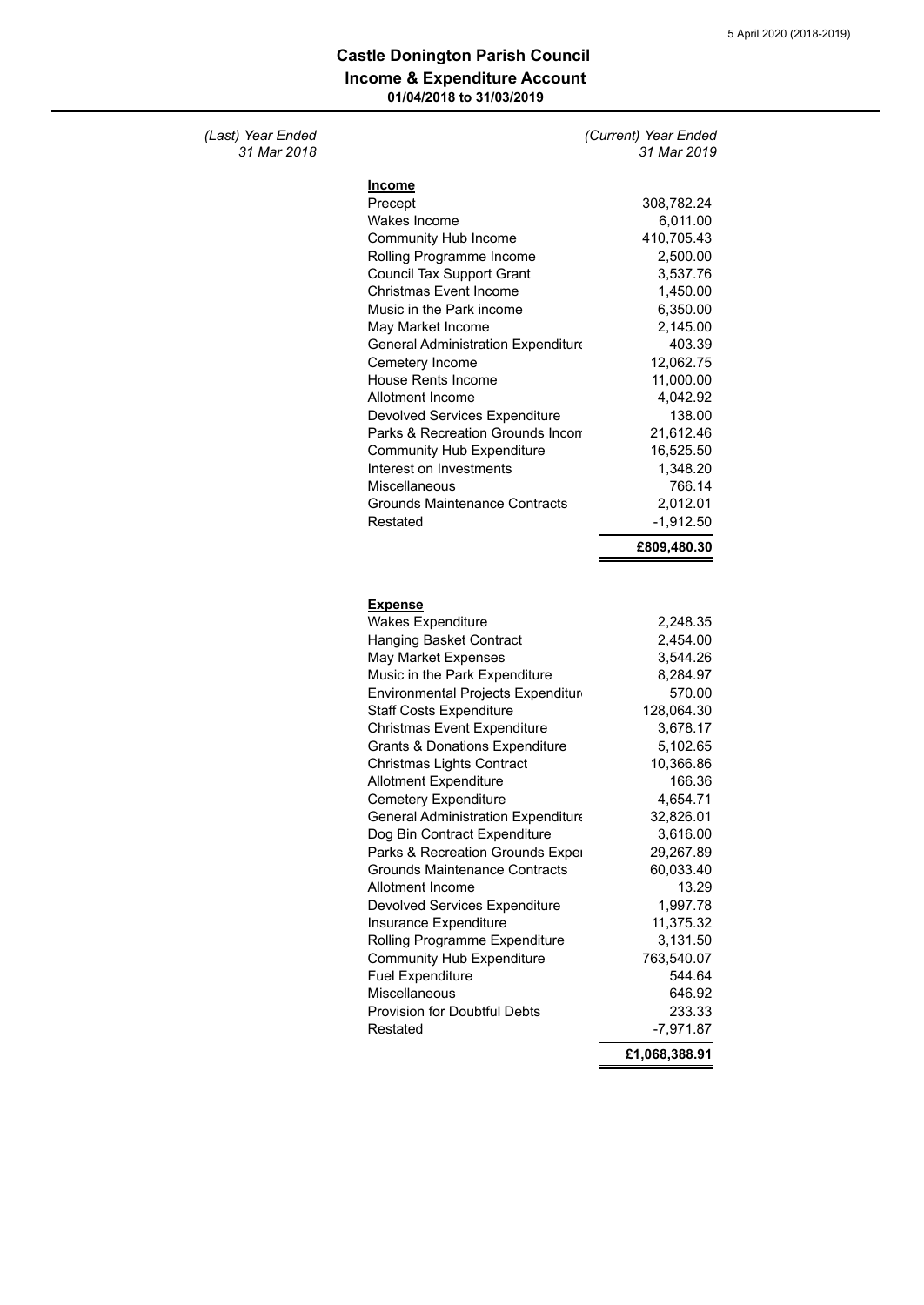# Castle Donington Parish Council

## Income & Expenditure Account

**01/04/2018 to 31/03/2019**

| (Last) Year Ended 31 Mar 2018 | | (Current) Year Ended 31 Mar 2019 |
|---|---|---|
| | **Income** | |
| | Precept | 308,782.24 |
| | Wakes Income | 6,011.00 |
| | Community Hub Income | 410,705.43 |
| | Rolling Programme Income | 2,500.00 |
| | Council Tax Support Grant | 3,537.76 |
| | Christmas Event Income | 1,450.00 |
| | Music in the Park income | 6,350.00 |
| | May Market Income | 2,145.00 |
| | General Administration Expenditure | 403.39 |
| | Cemetery Income | 12,062.75 |
| | House Rents Income | 11,000.00 |
| | Allotment Income | 4,042.92 |
| | Devolved Services Expenditure | 138.00 |
| | Parks & Recreation Grounds Incom | 21,612.46 |
| | Community Hub Expenditure | 16,525.50 |
| | Interest on Investments | 1,348.20 |
| | Miscellaneous | 766.14 |
| | Grounds Maintenance Contracts | 2,012.01 |
| | Restated | -1,912.50 |
| | | **£809,480.30** |
| | **Expense** | |
| | Wakes Expenditure | 2,248.35 |
| | Hanging Basket Contract | 2,454.00 |
| | May Market Expenses | 3,544.26 |
| | Music in the Park Expenditure | 8,284.97 |
| | Environmental Projects Expenditur | 570.00 |
| | Staff Costs Expenditure | 128,064.30 |
| | Christmas Event Expenditure | 3,678.17 |
| | Grants & Donations Expenditure | 5,102.65 |
| | Christmas Lights Contract | 10,366.86 |
| | Allotment Expenditure | 166.36 |
| | Cemetery Expenditure | 4,654.71 |
| | General Administration Expenditure | 32,826.01 |
| | Dog Bin Contract Expenditure | 3,616.00 |
| | Parks & Recreation Grounds Exper | 29,267.89 |
| | Grounds Maintenance Contracts | 60,033.40 |
| | Allotment Income | 13.29 |
| | Devolved Services Expenditure | 1,997.78 |
| | Insurance Expenditure | 11,375.32 |
| | Rolling Programme Expenditure | 3,131.50 |
| | Community Hub Expenditure | 763,540.07 |
| | Fuel Expenditure | 544.64 |
| | Miscellaneous | 646.92 |
| | Provision for Doubtful Debts | 233.33 |
| | Restated | -7,971.87 |
| | | **£1,068,388.91** |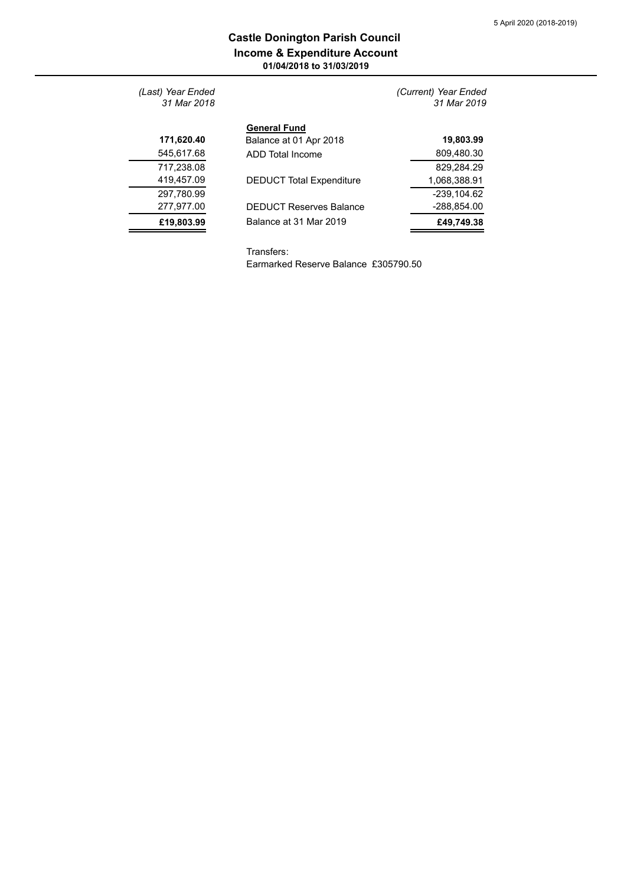## Castle Donington Parish Council

### Income & Expenditure Account

**01/04/2018 to 31/03/2019**

| *(Last) Year Ended 31 Mar 2018* | **General Fund** | *(Current) Year Ended 31 Mar 2019* |
|---|---|---|
| **171,620.40** | Balance at 01 Apr 2018 | **19,803.99** |
| 545,617.68 | ADD Total Income | 809,480.30 |
| 717,238.08 | | 829,284.29 |
| 419,457.09 | DEDUCT Total Expenditure | 1,068,388.91 |
| 297,780.99 | | -239,104.62 |
| 277,977.00 | DEDUCT Reserves Balance | -288,854.00 |
| **£19,803.99** | Balance at 31 Mar 2019 | **£49,749.38** |

Transfers:
Earmarked Reserve Balance £305790.50